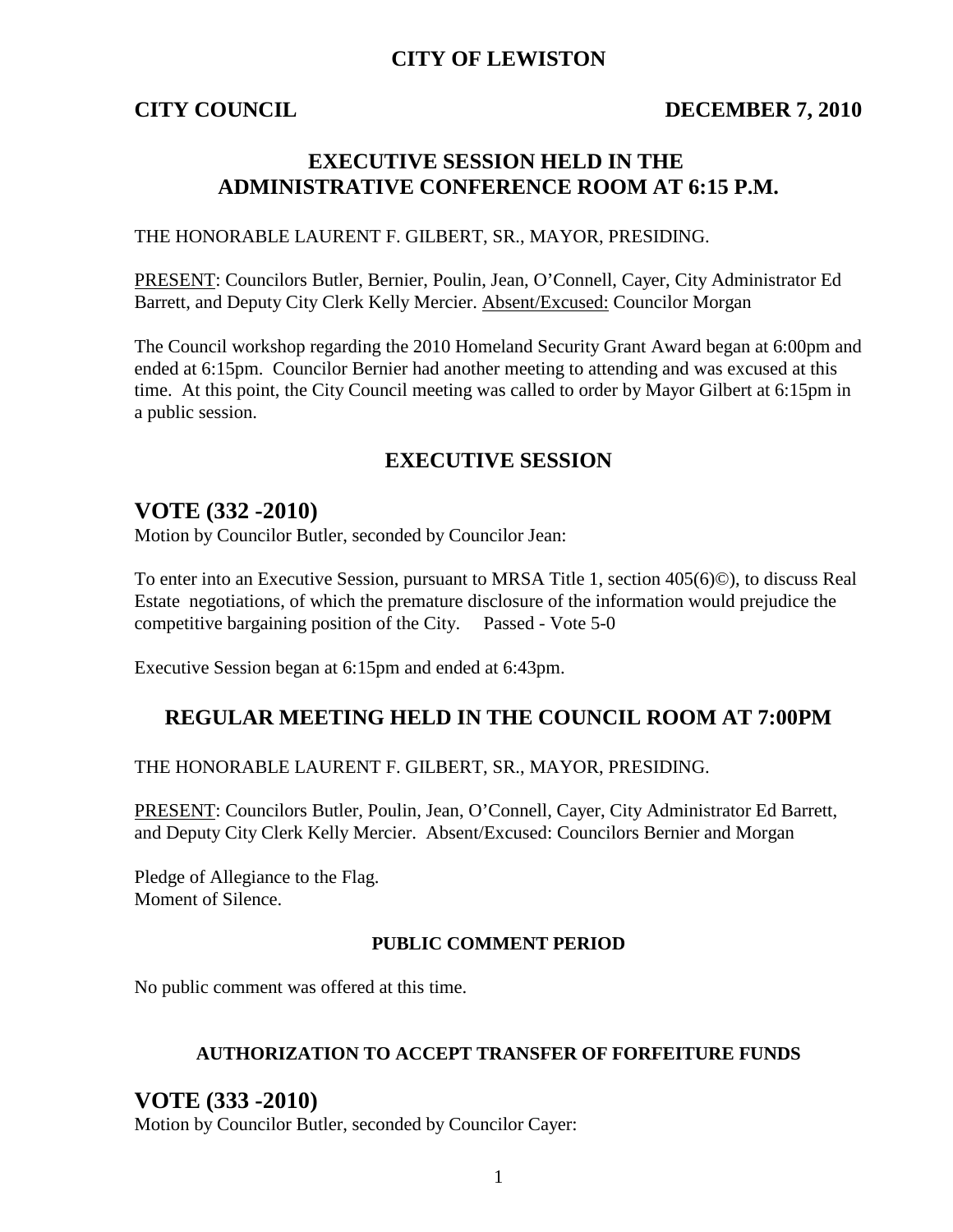# CITY OF LEWISTON

**CITY COUNCIL** **DECEMBER 7, 2010**

## EXECUTIVE SESSION HELD IN THE ADMINISTRATIVE CONFERENCE ROOM AT 6:15 P.M.

THE HONORABLE LAURENT F. GILBERT, SR., MAYOR, PRESIDING.

PRESENT: Councilors Butler, Bernier, Poulin, Jean, O'Connell, Cayer, City Administrator Ed Barrett, and Deputy City Clerk Kelly Mercier. Absent/Excused: Councilor Morgan

The Council workshop regarding the 2010 Homeland Security Grant Award began at 6:00pm and ended at 6:15pm. Councilor Bernier had another meeting to attending and was excused at this time. At this point, the City Council meeting was called to order by Mayor Gilbert at 6:15pm in a public session.

## EXECUTIVE SESSION

## VOTE (332 -2010)

Motion by Councilor Butler, seconded by Councilor Jean:

To enter into an Executive Session, pursuant to MRSA Title 1, section 405(6)©), to discuss Real Estate negotiations, of which the premature disclosure of the information would prejudice the competitive bargaining position of the City. Passed - Vote 5-0

Executive Session began at 6:15pm and ended at 6:43pm.

## REGULAR MEETING HELD IN THE COUNCIL ROOM AT 7:00PM

THE HONORABLE LAURENT F. GILBERT, SR., MAYOR, PRESIDING.

PRESENT: Councilors Butler, Poulin, Jean, O'Connell, Cayer, City Administrator Ed Barrett, and Deputy City Clerk Kelly Mercier. Absent/Excused: Councilors Bernier and Morgan

Pledge of Allegiance to the Flag.
Moment of Silence.

### PUBLIC COMMENT PERIOD

No public comment was offered at this time.

### AUTHORIZATION TO ACCEPT TRANSFER OF FORFEITURE FUNDS

## VOTE (333 -2010)

Motion by Councilor Butler, seconded by Councilor Cayer: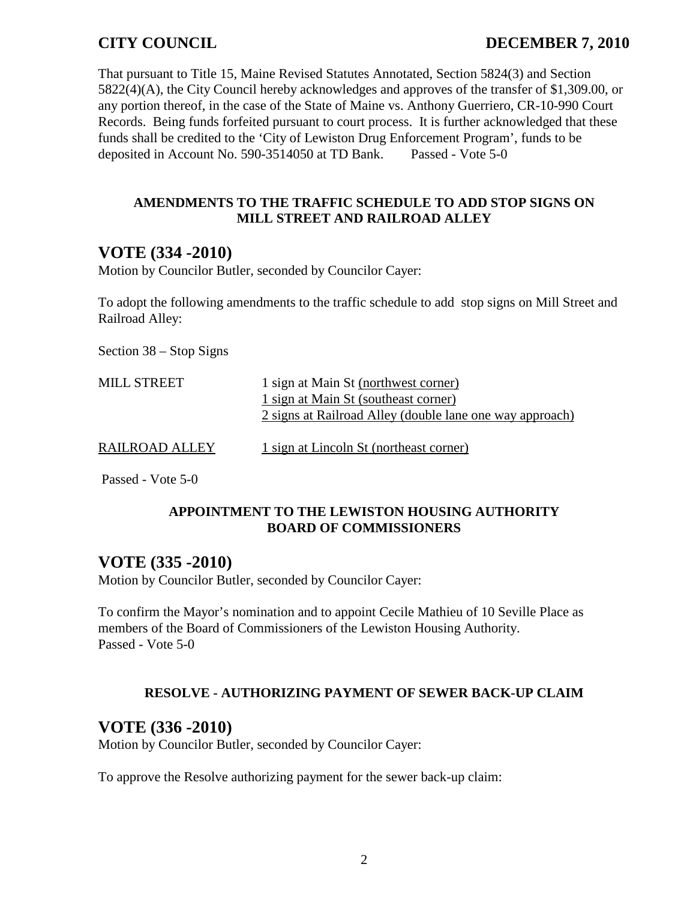That pursuant to Title 15, Maine Revised Statutes Annotated, Section 5824(3) and Section 5822(4)(A), the City Council hereby acknowledges and approves of the transfer of $1,309.00, or any portion thereof, in the case of the State of Maine vs. Anthony Guerriero, CR-10-990 Court Records. Being funds forfeited pursuant to court process. It is further acknowledged that these funds shall be credited to the 'City of Lewiston Drug Enforcement Program', funds to be deposited in Account No. 590-3514050 at TD Bank. Passed - Vote 5-0

**AMENDMENTS TO THE TRAFFIC SCHEDULE TO ADD STOP SIGNS ON MILL STREET AND RAILROAD ALLEY**

## VOTE (334 -2010)

Motion by Councilor Butler, seconded by Councilor Cayer:

To adopt the following amendments to the traffic schedule to add stop signs on Mill Street and Railroad Alley:

Section 38 – Stop Signs

| | |
|---|---|
| MILL STREET | 1 sign at Main St <u>(northwest corner)</u> |
| | <u>1 sign at Main St (southeast corner)</u> |
| | <u>2 signs at Railroad Alley (double lane one way approach)</u> |
| <u>RAILROAD ALLEY</u> | <u>1 sign at Lincoln St (northeast corner)</u> |

Passed - Vote 5-0

**APPOINTMENT TO THE LEWISTON HOUSING AUTHORITY BOARD OF COMMISSIONERS**

## VOTE (335 -2010)

Motion by Councilor Butler, seconded by Councilor Cayer:

To confirm the Mayor's nomination and to appoint Cecile Mathieu of 10 Seville Place as members of the Board of Commissioners of the Lewiston Housing Authority.
Passed - Vote 5-0

**RESOLVE - AUTHORIZING PAYMENT OF SEWER BACK-UP CLAIM**

## VOTE (336 -2010)

Motion by Councilor Butler, seconded by Councilor Cayer:

To approve the Resolve authorizing payment for the sewer back-up claim: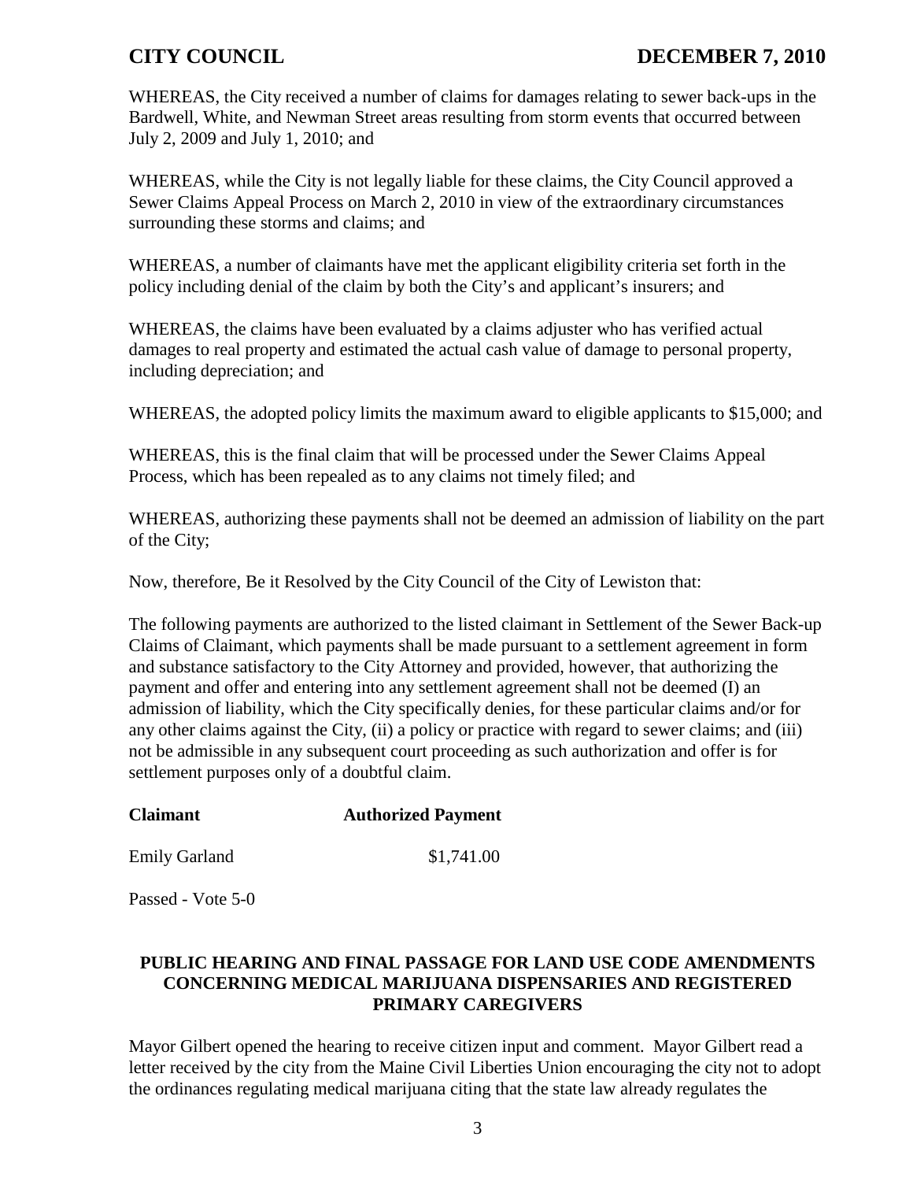WHEREAS, the City received a number of claims for damages relating to sewer back-ups in the Bardwell, White, and Newman Street areas resulting from storm events that occurred between July 2, 2009 and July 1, 2010; and

WHEREAS, while the City is not legally liable for these claims, the City Council approved a Sewer Claims Appeal Process on March 2, 2010 in view of the extraordinary circumstances surrounding these storms and claims; and

WHEREAS, a number of claimants have met the applicant eligibility criteria set forth in the policy including denial of the claim by both the City's and applicant's insurers; and

WHEREAS, the claims have been evaluated by a claims adjuster who has verified actual damages to real property and estimated the actual cash value of damage to personal property, including depreciation; and

WHEREAS, the adopted policy limits the maximum award to eligible applicants to $15,000; and

WHEREAS, this is the final claim that will be processed under the Sewer Claims Appeal Process, which has been repealed as to any claims not timely filed; and

WHEREAS, authorizing these payments shall not be deemed an admission of liability on the part of the City;

Now, therefore, Be it Resolved by the City Council of the City of Lewiston that:

The following payments are authorized to the listed claimant in Settlement of the Sewer Back-up Claims of Claimant, which payments shall be made pursuant to a settlement agreement in form and substance satisfactory to the City Attorney and provided, however, that authorizing the payment and offer and entering into any settlement agreement shall not be deemed (I) an admission of liability, which the City specifically denies, for these particular claims and/or for any other claims against the City, (ii) a policy or practice with regard to sewer claims; and (iii) not be admissible in any subsequent court proceeding as such authorization and offer is for settlement purposes only of a doubtful claim.

| **Claimant** | **Authorized Payment** |
|---|---|
| Emily Garland | $1,741.00 |

Passed - Vote 5-0

## PUBLIC HEARING AND FINAL PASSAGE FOR LAND USE CODE AMENDMENTS CONCERNING MEDICAL MARIJUANA DISPENSARIES AND REGISTERED PRIMARY CAREGIVERS

Mayor Gilbert opened the hearing to receive citizen input and comment. Mayor Gilbert read a letter received by the city from the Maine Civil Liberties Union encouraging the city not to adopt the ordinances regulating medical marijuana citing that the state law already regulates the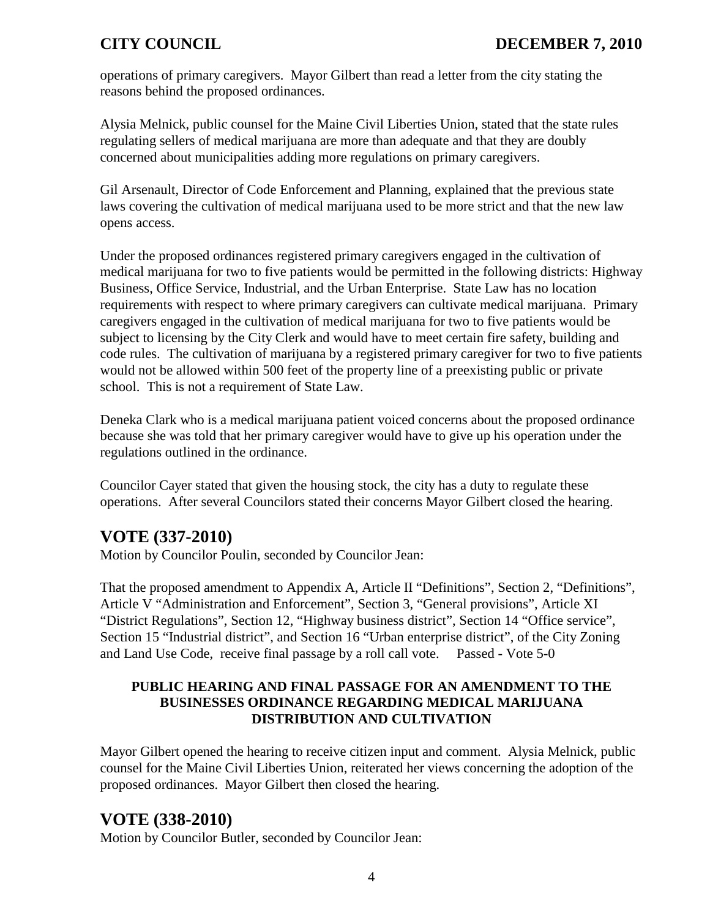operations of primary caregivers. Mayor Gilbert than read a letter from the city stating the reasons behind the proposed ordinances.

Alysia Melnick, public counsel for the Maine Civil Liberties Union, stated that the state rules regulating sellers of medical marijuana are more than adequate and that they are doubly concerned about municipalities adding more regulations on primary caregivers.

Gil Arsenault, Director of Code Enforcement and Planning, explained that the previous state laws covering the cultivation of medical marijuana used to be more strict and that the new law opens access.

Under the proposed ordinances registered primary caregivers engaged in the cultivation of medical marijuana for two to five patients would be permitted in the following districts: Highway Business, Office Service, Industrial, and the Urban Enterprise. State Law has no location requirements with respect to where primary caregivers can cultivate medical marijuana. Primary caregivers engaged in the cultivation of medical marijuana for two to five patients would be subject to licensing by the City Clerk and would have to meet certain fire safety, building and code rules. The cultivation of marijuana by a registered primary caregiver for two to five patients would not be allowed within 500 feet of the property line of a preexisting public or private school. This is not a requirement of State Law.

Deneka Clark who is a medical marijuana patient voiced concerns about the proposed ordinance because she was told that her primary caregiver would have to give up his operation under the regulations outlined in the ordinance.

Councilor Cayer stated that given the housing stock, the city has a duty to regulate these operations. After several Councilors stated their concerns Mayor Gilbert closed the hearing.

## VOTE (337-2010)

Motion by Councilor Poulin, seconded by Councilor Jean:

That the proposed amendment to Appendix A, Article II "Definitions", Section 2, "Definitions", Article V "Administration and Enforcement", Section 3, "General provisions", Article XI "District Regulations", Section 12, "Highway business district", Section 14 "Office service", Section 15 "Industrial district", and Section 16 "Urban enterprise district", of the City Zoning and Land Use Code, receive final passage by a roll call vote. Passed - Vote 5-0

### PUBLIC HEARING AND FINAL PASSAGE FOR AN AMENDMENT TO THE BUSINESSES ORDINANCE REGARDING MEDICAL MARIJUANA DISTRIBUTION AND CULTIVATION

Mayor Gilbert opened the hearing to receive citizen input and comment. Alysia Melnick, public counsel for the Maine Civil Liberties Union, reiterated her views concerning the adoption of the proposed ordinances. Mayor Gilbert then closed the hearing.

## VOTE (338-2010)

Motion by Councilor Butler, seconded by Councilor Jean: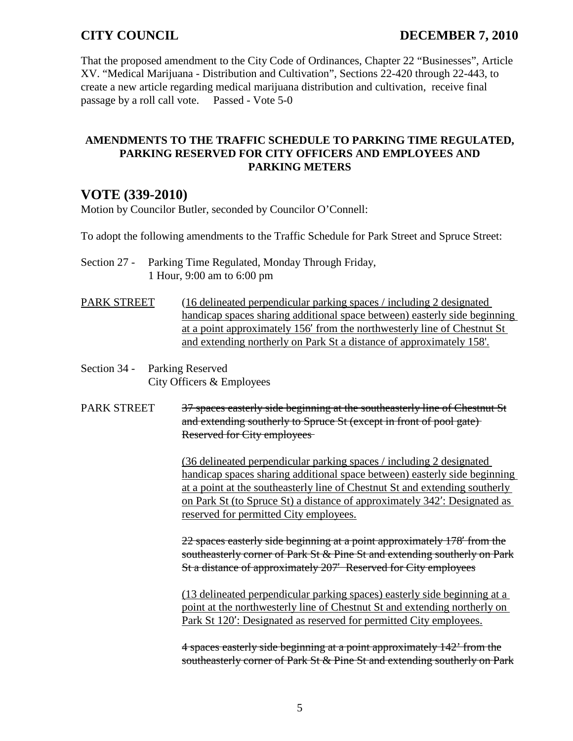That the proposed amendment to the City Code of Ordinances, Chapter 22 "Businesses", Article XV. "Medical Marijuana - Distribution and Cultivation", Sections 22-420 through 22-443, to create a new article regarding medical marijuana distribution and cultivation, receive final passage by a roll call vote. Passed - Vote 5-0

**AMENDMENTS TO THE TRAFFIC SCHEDULE TO PARKING TIME REGULATED, PARKING RESERVED FOR CITY OFFICERS AND EMPLOYEES AND PARKING METERS**

## VOTE (339-2010)

Motion by Councilor Butler, seconded by Councilor O'Connell:

To adopt the following amendments to the Traffic Schedule for Park Street and Spruce Street:

Section 27 - Parking Time Regulated, Monday Through Friday, 1 Hour, 9:00 am to 6:00 pm

<u>PARK STREET</u> <u>(16 delineated perpendicular parking spaces / including 2 designated handicap spaces sharing additional space between) easterly side beginning at a point approximately 156′ from the northwesterly line of Chestnut St and extending northerly on Park St a distance of approximately 158'.</u>

Section 34 - Parking Reserved City Officers & Employees

PARK STREET ~~37 spaces easterly side beginning at the southeasterly line of Chestnut St and extending southerly to Spruce St (except in front of pool gate) Reserved for City employees~~

<u>(36 delineated perpendicular parking spaces / including 2 designated handicap spaces sharing additional space between) easterly side beginning at a point at the southeasterly line of Chestnut St and extending southerly on Park St (to Spruce St) a distance of approximately 342′: Designated as reserved for permitted City employees.</u>

~~22 spaces easterly side beginning at a point approximately 178′ from the southeasterly corner of Park St & Pine St and extending southerly on Park St a distance of approximately 207′ Reserved for City employees~~

<u>(13 delineated perpendicular parking spaces) easterly side beginning at a point at the northwesterly line of Chestnut St and extending northerly on Park St 120′: Designated as reserved for permitted City employees.</u>

~~4 spaces easterly side beginning at a point approximately 142' from the southeasterly corner of Park St & Pine St and extending southerly on Park~~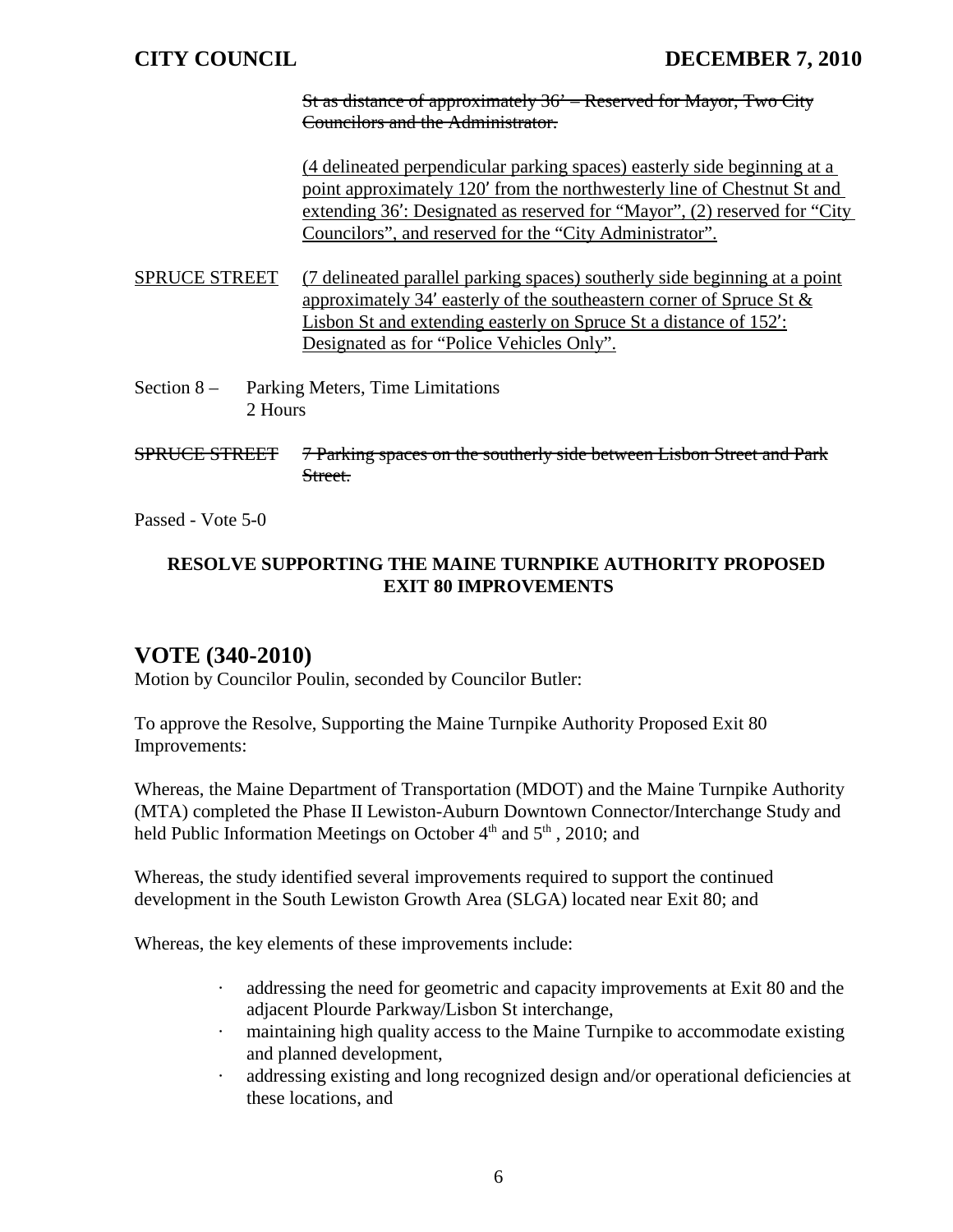~~St as distance of approximately 36' – Reserved for Mayor, Two City Councilors and the Administrator.~~

<u>(4 delineated perpendicular parking spaces) easterly side beginning at a point approximately 120′ from the northwesterly line of Chestnut St and extending 36′: Designated as reserved for "Mayor", (2) reserved for "City Councilors", and reserved for the "City Administrator".</u>

<u>SPRUCE STREET</u> <u>(7 delineated parallel parking spaces) southerly side beginning at a point approximately 34′ easterly of the southeastern corner of Spruce St & Lisbon St and extending easterly on Spruce St a distance of 152′: Designated as for "Police Vehicles Only".</u>

Section 8 – Parking Meters, Time Limitations
2 Hours

~~SPRUCE STREET 7 Parking spaces on the southerly side between Lisbon Street and Park Street.~~

Passed - Vote 5-0

**RESOLVE SUPPORTING THE MAINE TURNPIKE AUTHORITY PROPOSED EXIT 80 IMPROVEMENTS**

## VOTE (340-2010)

Motion by Councilor Poulin, seconded by Councilor Butler:

To approve the Resolve, Supporting the Maine Turnpike Authority Proposed Exit 80 Improvements:

Whereas, the Maine Department of Transportation (MDOT) and the Maine Turnpike Authority (MTA) completed the Phase II Lewiston-Auburn Downtown Connector/Interchange Study and held Public Information Meetings on October 4th and 5th , 2010; and

Whereas, the study identified several improvements required to support the continued development in the South Lewiston Growth Area (SLGA) located near Exit 80; and

Whereas, the key elements of these improvements include:

- addressing the need for geometric and capacity improvements at Exit 80 and the adjacent Plourde Parkway/Lisbon St interchange,
- maintaining high quality access to the Maine Turnpike to accommodate existing and planned development,
- addressing existing and long recognized design and/or operational deficiencies at these locations, and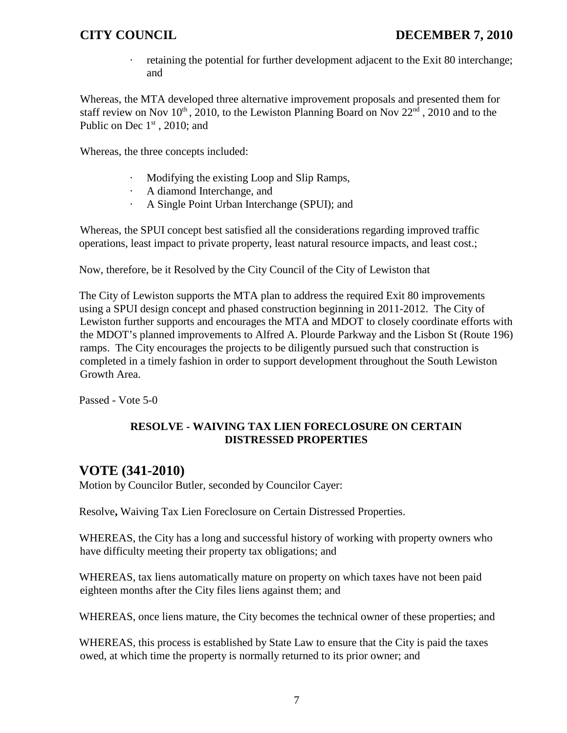- retaining the potential for further development adjacent to the Exit 80 interchange; and

Whereas, the MTA developed three alternative improvement proposals and presented them for staff review on Nov 10th, 2010, to the Lewiston Planning Board on Nov 22nd, 2010 and to the Public on Dec 1st, 2010; and

Whereas, the three concepts included:

- Modifying the existing Loop and Slip Ramps,
- A diamond Interchange, and
- A Single Point Urban Interchange (SPUI); and

Whereas, the SPUI concept best satisfied all the considerations regarding improved traffic operations, least impact to private property, least natural resource impacts, and least cost.;

Now, therefore, be it Resolved by the City Council of the City of Lewiston that

The City of Lewiston supports the MTA plan to address the required Exit 80 improvements using a SPUI design concept and phased construction beginning in 2011-2012. The City of Lewiston further supports and encourages the MTA and MDOT to closely coordinate efforts with the MDOT's planned improvements to Alfred A. Plourde Parkway and the Lisbon St (Route 196) ramps. The City encourages the projects to be diligently pursued such that construction is completed in a timely fashion in order to support development throughout the South Lewiston Growth Area.

Passed - Vote 5-0

**RESOLVE - WAIVING TAX LIEN FORECLOSURE ON CERTAIN DISTRESSED PROPERTIES**

## VOTE (341-2010)

Motion by Councilor Butler, seconded by Councilor Cayer:

Resolve**,** Waiving Tax Lien Foreclosure on Certain Distressed Properties.

WHEREAS, the City has a long and successful history of working with property owners who have difficulty meeting their property tax obligations; and

WHEREAS, tax liens automatically mature on property on which taxes have not been paid eighteen months after the City files liens against them; and

WHEREAS, once liens mature, the City becomes the technical owner of these properties; and

WHEREAS, this process is established by State Law to ensure that the City is paid the taxes owed, at which time the property is normally returned to its prior owner; and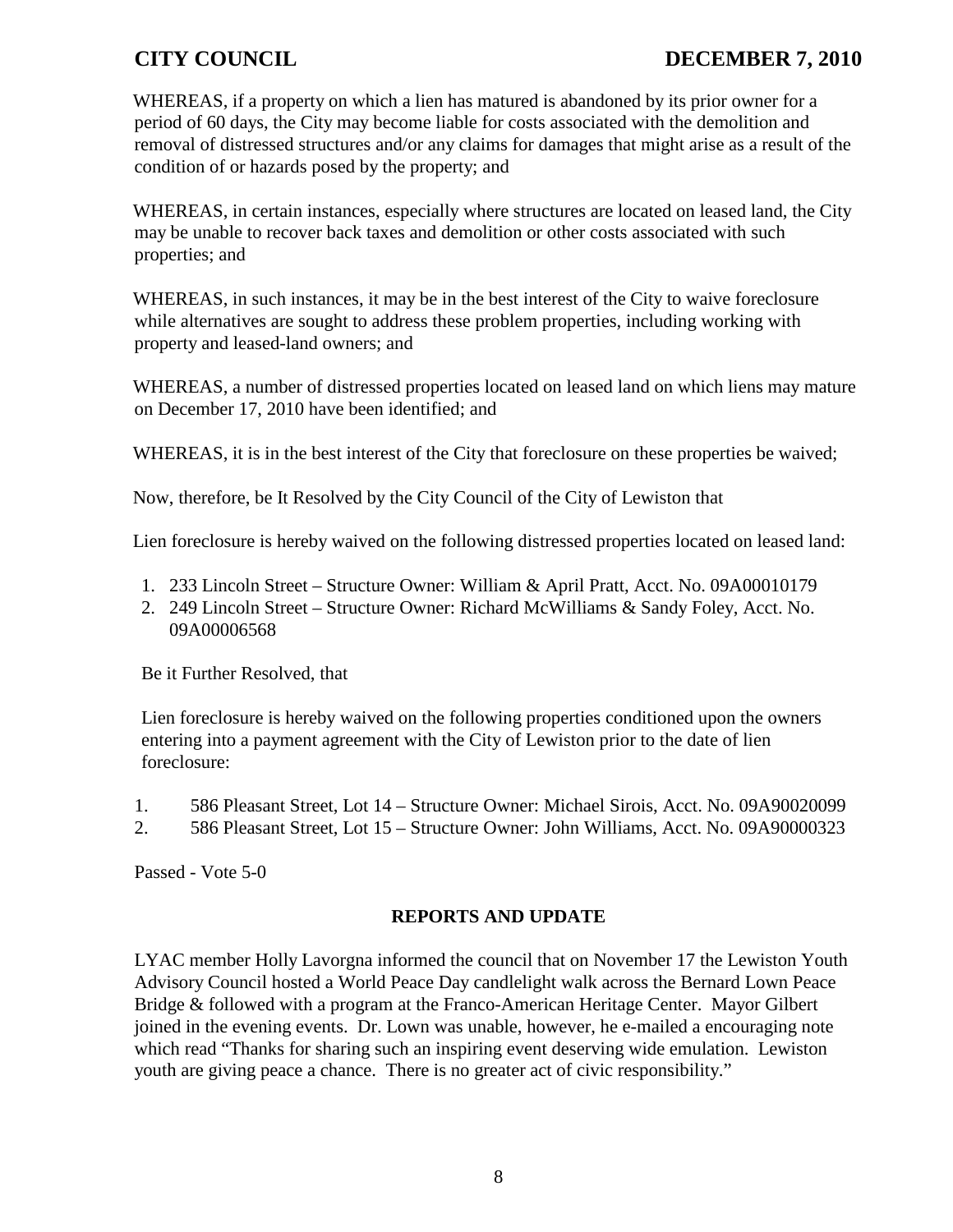WHEREAS, if a property on which a lien has matured is abandoned by its prior owner for a period of 60 days, the City may become liable for costs associated with the demolition and removal of distressed structures and/or any claims for damages that might arise as a result of the condition of or hazards posed by the property; and

WHEREAS, in certain instances, especially where structures are located on leased land, the City may be unable to recover back taxes and demolition or other costs associated with such properties; and

WHEREAS, in such instances, it may be in the best interest of the City to waive foreclosure while alternatives are sought to address these problem properties, including working with property and leased-land owners; and

WHEREAS, a number of distressed properties located on leased land on which liens may mature on December 17, 2010 have been identified; and

WHEREAS, it is in the best interest of the City that foreclosure on these properties be waived;

Now, therefore, be It Resolved by the City Council of the City of Lewiston that

Lien foreclosure is hereby waived on the following distressed properties located on leased land:

1. 233 Lincoln Street – Structure Owner: William & April Pratt, Acct. No. 09A00010179
2. 249 Lincoln Street – Structure Owner: Richard McWilliams & Sandy Foley, Acct. No. 09A00006568

Be it Further Resolved, that

Lien foreclosure is hereby waived on the following properties conditioned upon the owners entering into a payment agreement with the City of Lewiston prior to the date of lien foreclosure:

1. 586 Pleasant Street, Lot 14 – Structure Owner: Michael Sirois, Acct. No. 09A90020099
2. 586 Pleasant Street, Lot 15 – Structure Owner: John Williams, Acct. No. 09A90000323

Passed - Vote 5-0

## REPORTS AND UPDATE

LYAC member Holly Lavorgna informed the council that on November 17 the Lewiston Youth Advisory Council hosted a World Peace Day candlelight walk across the Bernard Lown Peace Bridge & followed with a program at the Franco-American Heritage Center. Mayor Gilbert joined in the evening events. Dr. Lown was unable, however, he e-mailed a encouraging note which read "Thanks for sharing such an inspiring event deserving wide emulation. Lewiston youth are giving peace a chance. There is no greater act of civic responsibility."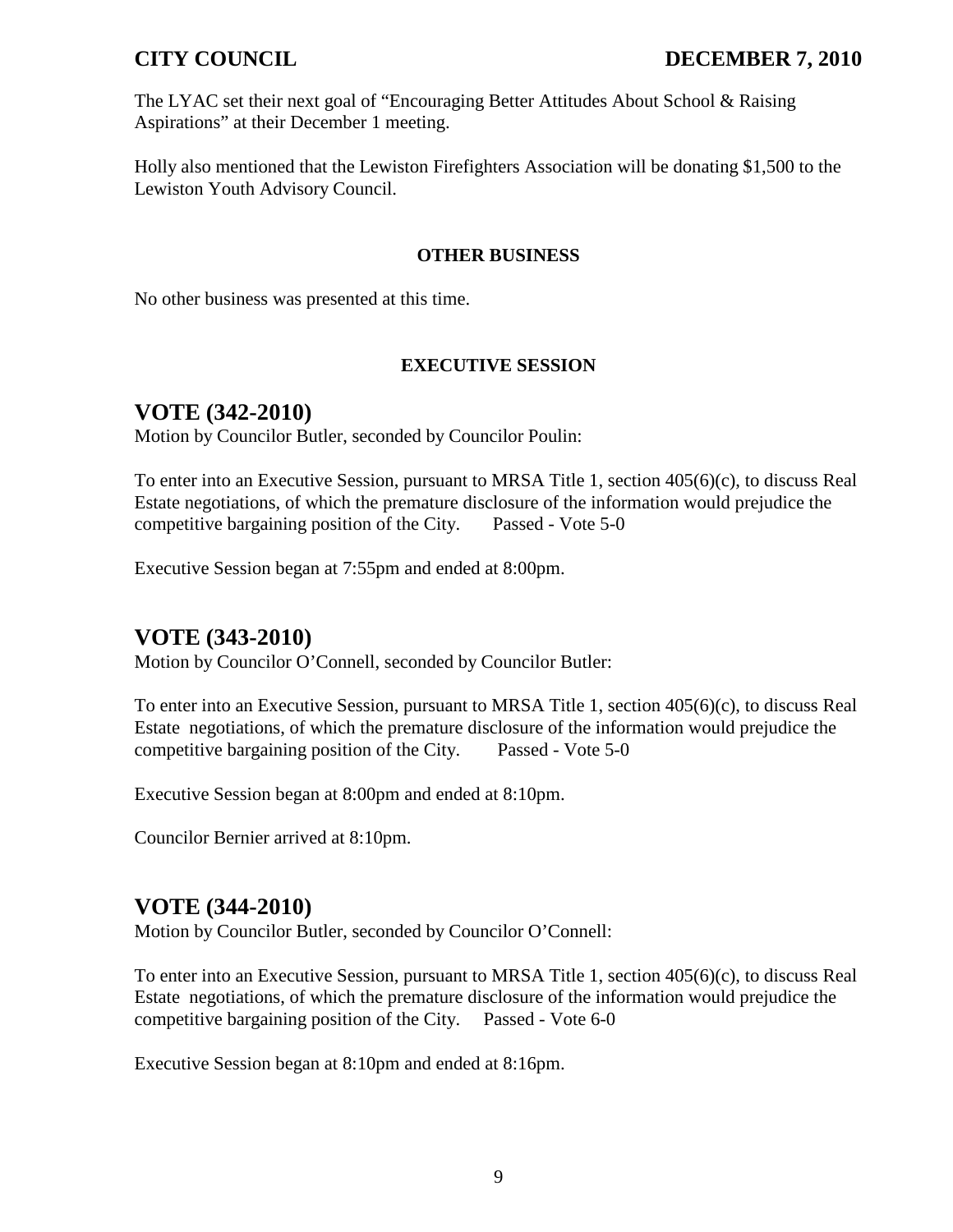The LYAC set their next goal of "Encouraging Better Attitudes About School & Raising Aspirations" at their December 1 meeting.

Holly also mentioned that the Lewiston Firefighters Association will be donating $1,500 to the Lewiston Youth Advisory Council.

**OTHER BUSINESS**

No other business was presented at this time.

**EXECUTIVE SESSION**

## VOTE (342-2010)

Motion by Councilor Butler, seconded by Councilor Poulin:

To enter into an Executive Session, pursuant to MRSA Title 1, section 405(6)(c), to discuss Real Estate negotiations, of which the premature disclosure of the information would prejudice the competitive bargaining position of the City. Passed - Vote 5-0

Executive Session began at 7:55pm and ended at 8:00pm.

## VOTE (343-2010)

Motion by Councilor O'Connell, seconded by Councilor Butler:

To enter into an Executive Session, pursuant to MRSA Title 1, section 405(6)(c), to discuss Real Estate negotiations, of which the premature disclosure of the information would prejudice the competitive bargaining position of the City. Passed - Vote 5-0

Executive Session began at 8:00pm and ended at 8:10pm.

Councilor Bernier arrived at 8:10pm.

## VOTE (344-2010)

Motion by Councilor Butler, seconded by Councilor O'Connell:

To enter into an Executive Session, pursuant to MRSA Title 1, section 405(6)(c), to discuss Real Estate negotiations, of which the premature disclosure of the information would prejudice the competitive bargaining position of the City. Passed - Vote 6-0

Executive Session began at 8:10pm and ended at 8:16pm.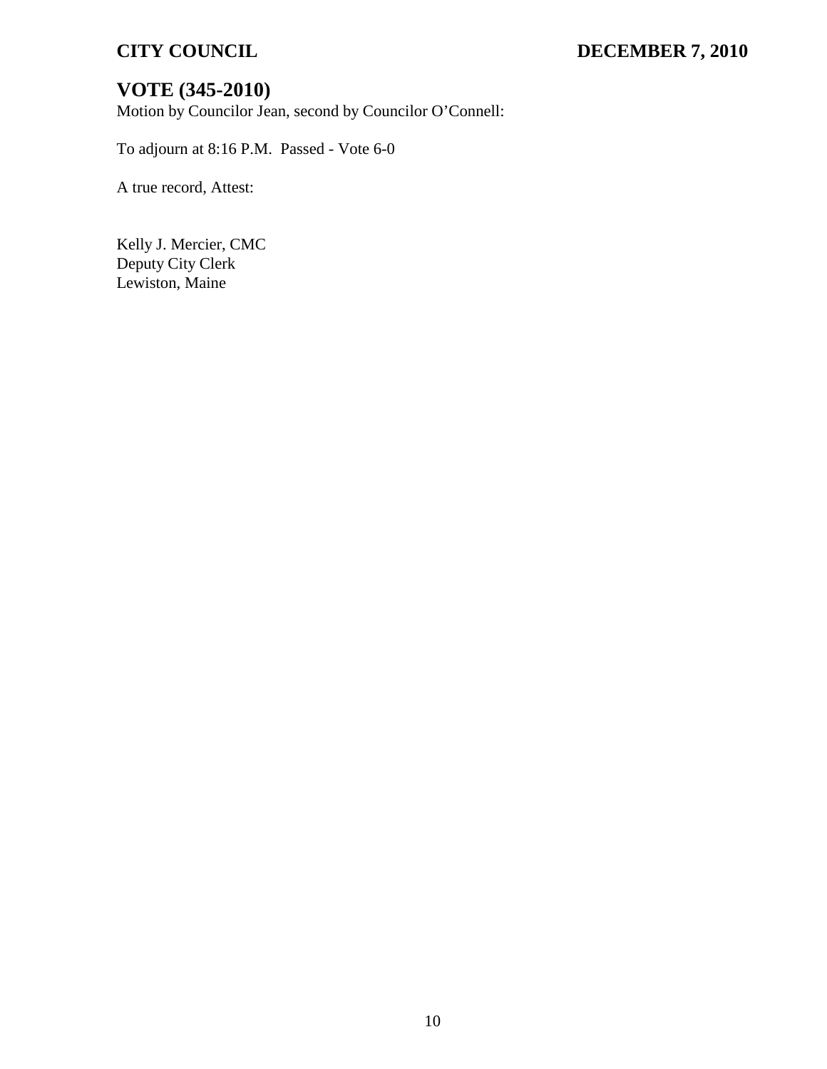## VOTE (345-2010)

Motion by Councilor Jean, second by Councilor O'Connell:

To adjourn at 8:16 P.M. Passed - Vote 6-0

A true record, Attest:

Kelly J. Mercier, CMC
Deputy City Clerk
Lewiston, Maine